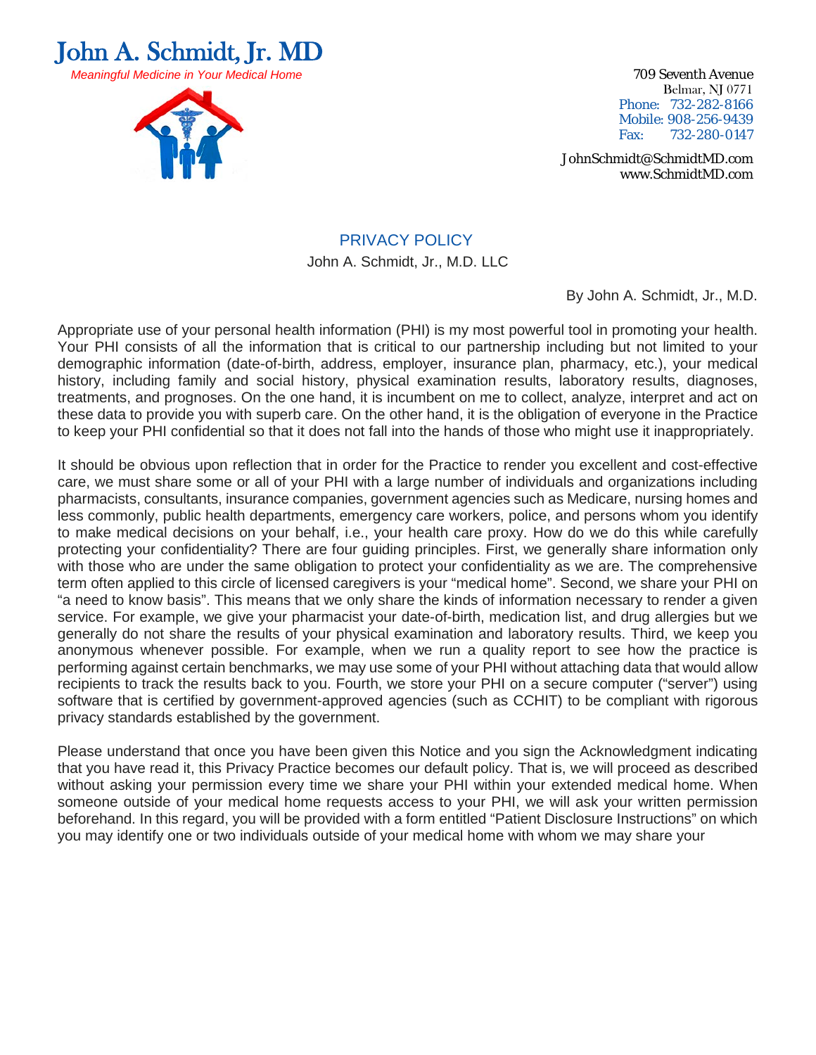# John A. Schmidt, Jr. MD

*Meaningful Medicine in Your Medical Home*

709 Seventh Avenue
Belmar, NJ 0771
Phone: 732-282-8166
Mobile: 908-256-9439
Fax: 732-280-0147

JohnSchmidt@SchmidtMD.com
www.SchmidtMD.com

## PRIVACY POLICY

John A. Schmidt, Jr., M.D. LLC

By John A. Schmidt, Jr., M.D.

Appropriate use of your personal health information (PHI) is my most powerful tool in promoting your health. Your PHI consists of all the information that is critical to our partnership including but not limited to your demographic information (date-of-birth, address, employer, insurance plan, pharmacy, etc.), your medical history, including family and social history, physical examination results, laboratory results, diagnoses, treatments, and prognoses. On the one hand, it is incumbent on me to collect, analyze, interpret and act on these data to provide you with superb care. On the other hand, it is the obligation of everyone in the Practice to keep your PHI confidential so that it does not fall into the hands of those who might use it inappropriately.

It should be obvious upon reflection that in order for the Practice to render you excellent and cost-effective care, we must share some or all of your PHI with a large number of individuals and organizations including pharmacists, consultants, insurance companies, government agencies such as Medicare, nursing homes and less commonly, public health departments, emergency care workers, police, and persons whom you identify to make medical decisions on your behalf, i.e., your health care proxy. How do we do this while carefully protecting your confidentiality? There are four guiding principles. First, we generally share information only with those who are under the same obligation to protect your confidentiality as we are. The comprehensive term often applied to this circle of licensed caregivers is your "medical home". Second, we share your PHI on "a need to know basis". This means that we only share the kinds of information necessary to render a given service. For example, we give your pharmacist your date-of-birth, medication list, and drug allergies but we generally do not share the results of your physical examination and laboratory results. Third, we keep you anonymous whenever possible. For example, when we run a quality report to see how the practice is performing against certain benchmarks, we may use some of your PHI without attaching data that would allow recipients to track the results back to you. Fourth, we store your PHI on a secure computer ("server") using software that is certified by government-approved agencies (such as CCHIT) to be compliant with rigorous privacy standards established by the government.

Please understand that once you have been given this Notice and you sign the Acknowledgment indicating that you have read it, this Privacy Practice becomes our default policy. That is, we will proceed as described without asking your permission every time we share your PHI within your extended medical home. When someone outside of your medical home requests access to your PHI, we will ask your written permission beforehand. In this regard, you will be provided with a form entitled "Patient Disclosure Instructions" on which you may identify one or two individuals outside of your medical home with whom we may share your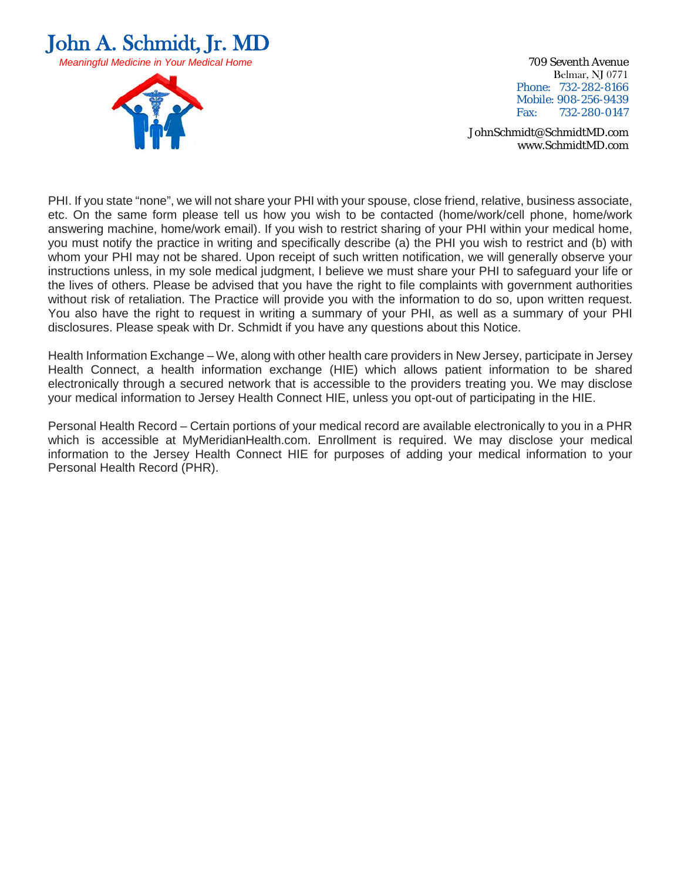# John A. Schmidt, Jr. MD

*Meaningful Medicine in Your Medical Home*

709 Seventh Avenue
Belmar, NJ 0771
Phone: 732-282-8166
Mobile: 908-256-9439
Fax: 732-280-0147

JohnSchmidt@SchmidtMD.com
www.SchmidtMD.com

PHI. If you state "none", we will not share your PHI with your spouse, close friend, relative, business associate, etc. On the same form please tell us how you wish to be contacted (home/work/cell phone, home/work answering machine, home/work email). If you wish to restrict sharing of your PHI within your medical home, you must notify the practice in writing and specifically describe (a) the PHI you wish to restrict and (b) with whom your PHI may not be shared. Upon receipt of such written notification, we will generally observe your instructions unless, in my sole medical judgment, I believe we must share your PHI to safeguard your life or the lives of others. Please be advised that you have the right to file complaints with government authorities without risk of retaliation. The Practice will provide you with the information to do so, upon written request. You also have the right to request in writing a summary of your PHI, as well as a summary of your PHI disclosures. Please speak with Dr. Schmidt if you have any questions about this Notice.

Health Information Exchange – We, along with other health care providers in New Jersey, participate in Jersey Health Connect, a health information exchange (HIE) which allows patient information to be shared electronically through a secured network that is accessible to the providers treating you. We may disclose your medical information to Jersey Health Connect HIE, unless you opt-out of participating in the HIE.

Personal Health Record – Certain portions of your medical record are available electronically to you in a PHR which is accessible at MyMeridianHealth.com. Enrollment is required. We may disclose your medical information to the Jersey Health Connect HIE for purposes of adding your medical information to your Personal Health Record (PHR).